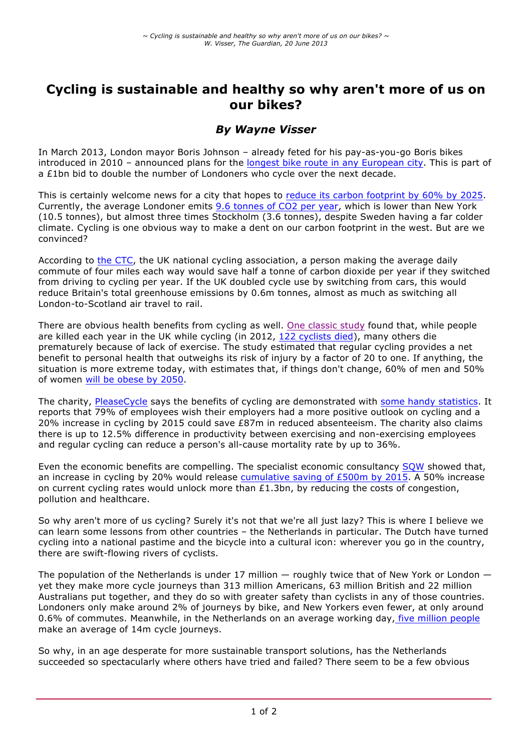# Cycling is sustainable and healthy so why aren't more of us on our bikes?

### *By Wayne Visser*

In March 2013, London mayor Boris Johnson – already feted for his pay-as-you-go Boris bikes introduced in 2010 – announced plans for the longest bike route in any European city. This is part of a £1bn bid to double the number of Londoners who cycle over the next decade.

This is certainly welcome news for a city that hopes to reduce its carbon footprint by 60% by 2025. Currently, the average Londoner emits 9.6 tonnes of $CO_2$ per year, which is lower than New York (10.5 tonnes), but almost three times Stockholm (3.6 tonnes), despite Sweden having a far colder climate. Cycling is one obvious way to make a dent on our carbon footprint in the west. But are we convinced?

According to the CTC, the UK national cycling association, a person making the average daily commute of four miles each way would save half a tonne of carbon dioxide per year if they switched from driving to cycling per year. If the UK doubled cycle use by switching from cars, this would reduce Britain's total greenhouse emissions by 0.6m tonnes, almost as much as switching all London-to-Scotland air travel to rail.

There are obvious health benefits from cycling as well. One classic study found that, while people are killed each year in the UK while cycling (in 2012, 122 cyclists died), many others die prematurely because of lack of exercise. The study estimated that regular cycling provides a net benefit to personal health that outweighs its risk of injury by a factor of 20 to one. If anything, the situation is more extreme today, with estimates that, if things don't change, 60% of men and 50% of women will be obese by 2050.

The charity, PleaseCycle says the benefits of cycling are demonstrated with some handy statistics. It reports that 79% of employees wish their employers had a more positive outlook on cycling and a 20% increase in cycling by 2015 could save £87m in reduced absenteeism. The charity also claims there is up to 12.5% difference in productivity between exercising and non-exercising employees and regular cycling can reduce a person's all-cause mortality rate by up to 36%.

Even the economic benefits are compelling. The specialist economic consultancy SQW showed that, an increase in cycling by 20% would release cumulative saving of £500m by 2015. A 50% increase on current cycling rates would unlock more than £1.3bn, by reducing the costs of congestion, pollution and healthcare.

So why aren't more of us cycling? Surely it's not that we're all just lazy? This is where I believe we can learn some lessons from other countries – the Netherlands in particular. The Dutch have turned cycling into a national pastime and the bicycle into a cultural icon: wherever you go in the country, there are swift-flowing rivers of cyclists.

The population of the Netherlands is under 17 million — roughly twice that of New York or London — yet they make more cycle journeys than 313 million Americans, 63 million British and 22 million Australians put together, and they do so with greater safety than cyclists in any of those countries. Londoners only make around 2% of journeys by bike, and New Yorkers even fewer, at only around 0.6% of commutes. Meanwhile, in the Netherlands on an average working day, five million people make an average of 14m cycle journeys.

So why, in an age desperate for more sustainable transport solutions, has the Netherlands succeeded so spectacularly where others have tried and failed? There seem to be a few obvious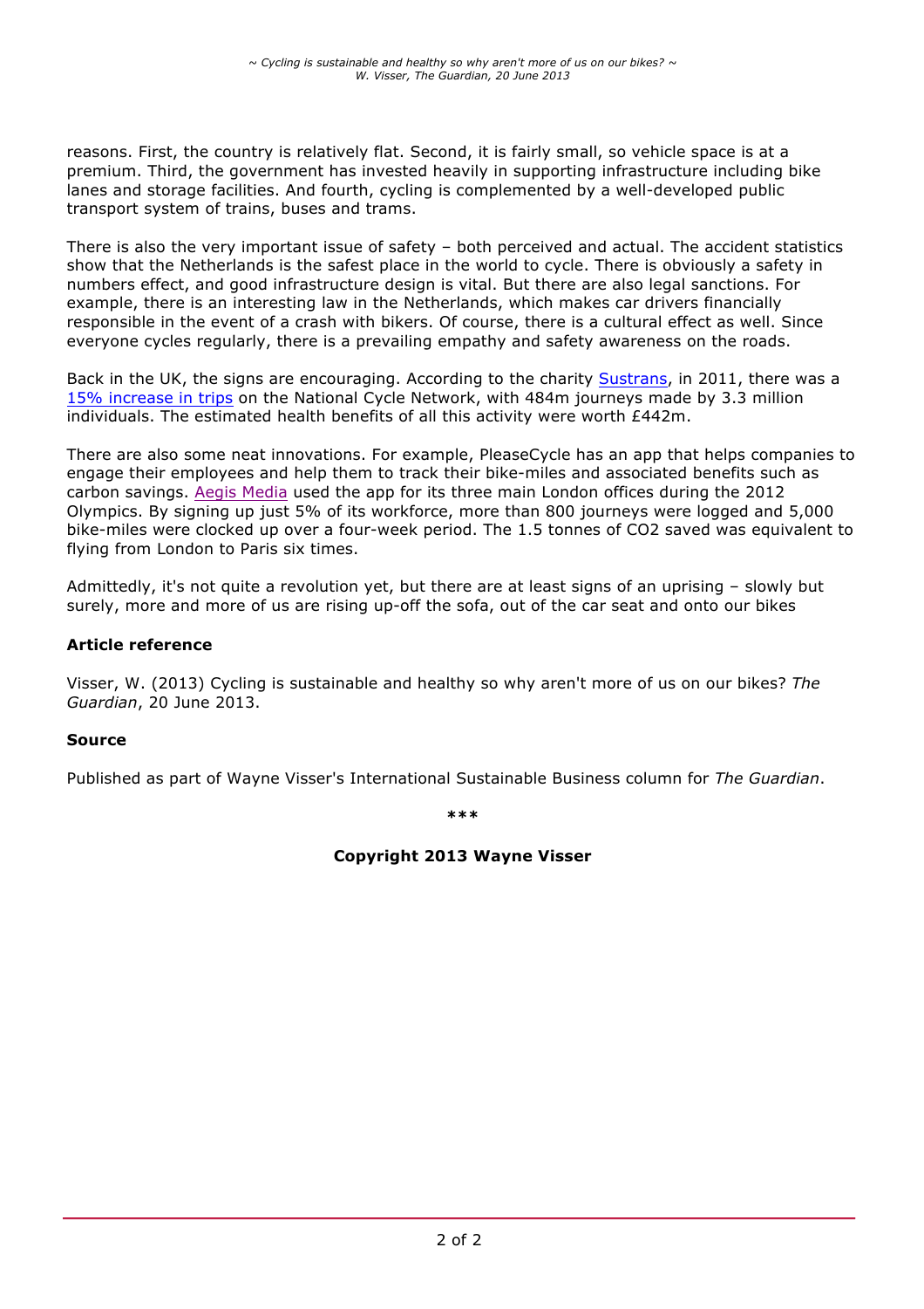reasons. First, the country is relatively flat. Second, it is fairly small, so vehicle space is at a premium. Third, the government has invested heavily in supporting infrastructure including bike lanes and storage facilities. And fourth, cycling is complemented by a well-developed public transport system of trains, buses and trams.

There is also the very important issue of safety – both perceived and actual. The accident statistics show that the Netherlands is the safest place in the world to cycle. There is obviously a safety in numbers effect, and good infrastructure design is vital. But there are also legal sanctions. For example, there is an interesting law in the Netherlands, which makes car drivers financially responsible in the event of a crash with bikers. Of course, there is a cultural effect as well. Since everyone cycles regularly, there is a prevailing empathy and safety awareness on the roads.

Back in the UK, the signs are encouraging. According to the charity Sustrans, in 2011, there was a 15% increase in trips on the National Cycle Network, with 484m journeys made by 3.3 million individuals. The estimated health benefits of all this activity were worth £442m.

There are also some neat innovations. For example, PleaseCycle has an app that helps companies to engage their employees and help them to track their bike-miles and associated benefits such as carbon savings. Aegis Media used the app for its three main London offices during the 2012 Olympics. By signing up just 5% of its workforce, more than 800 journeys were logged and 5,000 bike-miles were clocked up over a four-week period. The 1.5 tonnes of $CO_2$ saved was equivalent to flying from London to Paris six times.

Admittedly, it's not quite a revolution yet, but there are at least signs of an uprising – slowly but surely, more and more of us are rising up-off the sofa, out of the car seat and onto our bikes

**Article reference**

Visser, W. (2013) Cycling is sustainable and healthy so why aren't more of us on our bikes? *The Guardian*, 20 June 2013.

**Source**

Published as part of Wayne Visser's International Sustainable Business column for *The Guardian*.

**\*\*\***

**Copyright 2013 Wayne Visser**